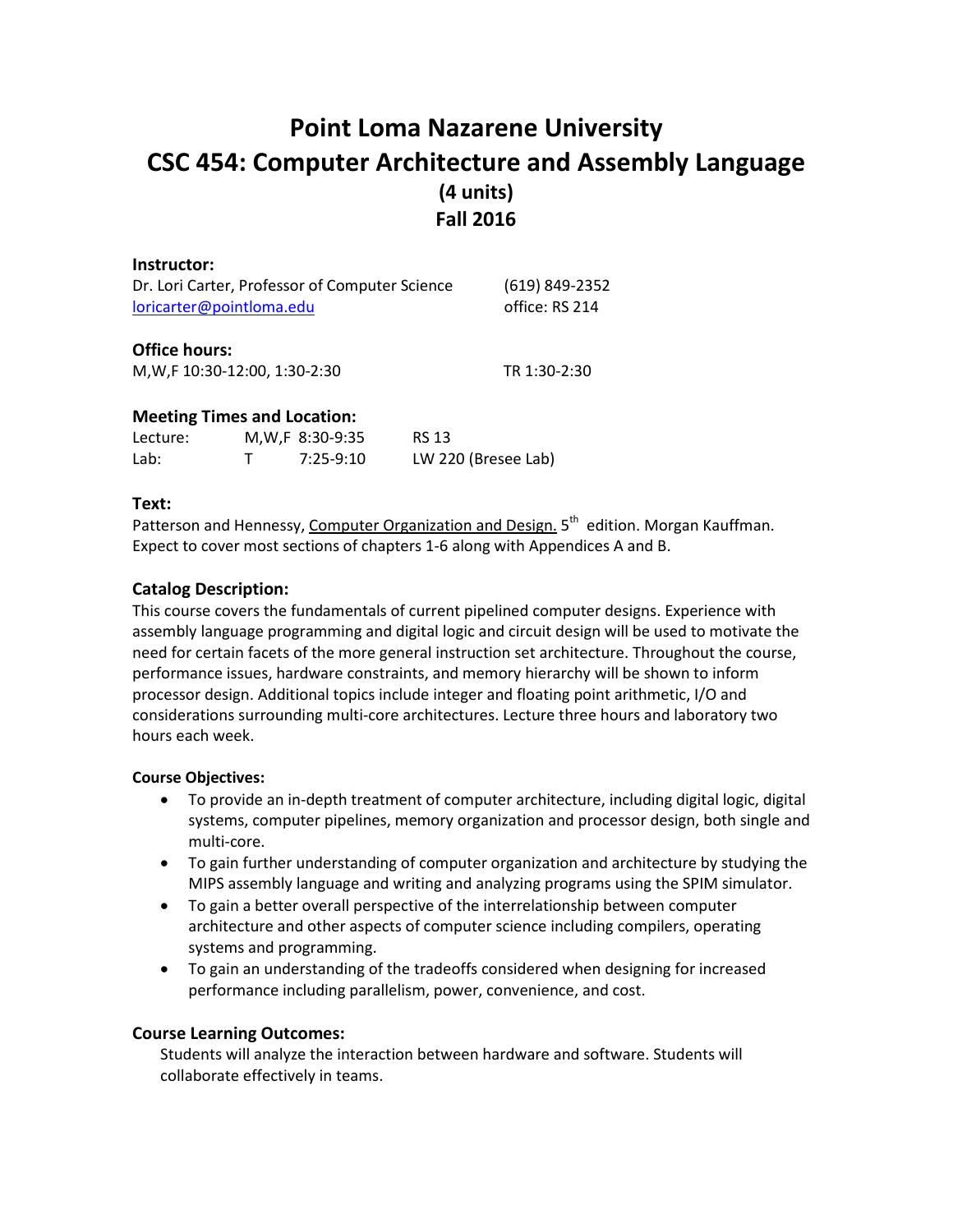# Point Loma Nazarene University
# CSC 454: Computer Architecture and Assembly Language
## (4 units)
## Fall 2016

### Instructor:

Dr. Lori Carter, Professor of Computer Science (619) 849-2352
loricarter@pointloma.edu office: RS 214

### Office hours:

M,W,F 10:30-12:00, 1:30-2:30 TR 1:30-2:30

### Meeting Times and Location:

| | | | |
|---|---|---|---|
| Lecture: | M,W,F | 8:30-9:35 | RS 13 |
| Lab: | T | 7:25-9:10 | LW 220 (Bresee Lab) |

### Text:

Patterson and Hennessy, Computer Organization and Design. 5th edition. Morgan Kauffman. Expect to cover most sections of chapters 1-6 along with Appendices A and B.

### Catalog Description:

This course covers the fundamentals of current pipelined computer designs. Experience with assembly language programming and digital logic and circuit design will be used to motivate the need for certain facets of the more general instruction set architecture. Throughout the course, performance issues, hardware constraints, and memory hierarchy will be shown to inform processor design. Additional topics include integer and floating point arithmetic, I/O and considerations surrounding multi-core architectures. Lecture three hours and laboratory two hours each week.

**Course Objectives:**

- To provide an in-depth treatment of computer architecture, including digital logic, digital systems, computer pipelines, memory organization and processor design, both single and multi-core.
- To gain further understanding of computer organization and architecture by studying the MIPS assembly language and writing and analyzing programs using the SPIM simulator.
- To gain a better overall perspective of the interrelationship between computer architecture and other aspects of computer science including compilers, operating systems and programming.
- To gain an understanding of the tradeoffs considered when designing for increased performance including parallelism, power, convenience, and cost.

### Course Learning Outcomes:

Students will analyze the interaction between hardware and software. Students will collaborate effectively in teams.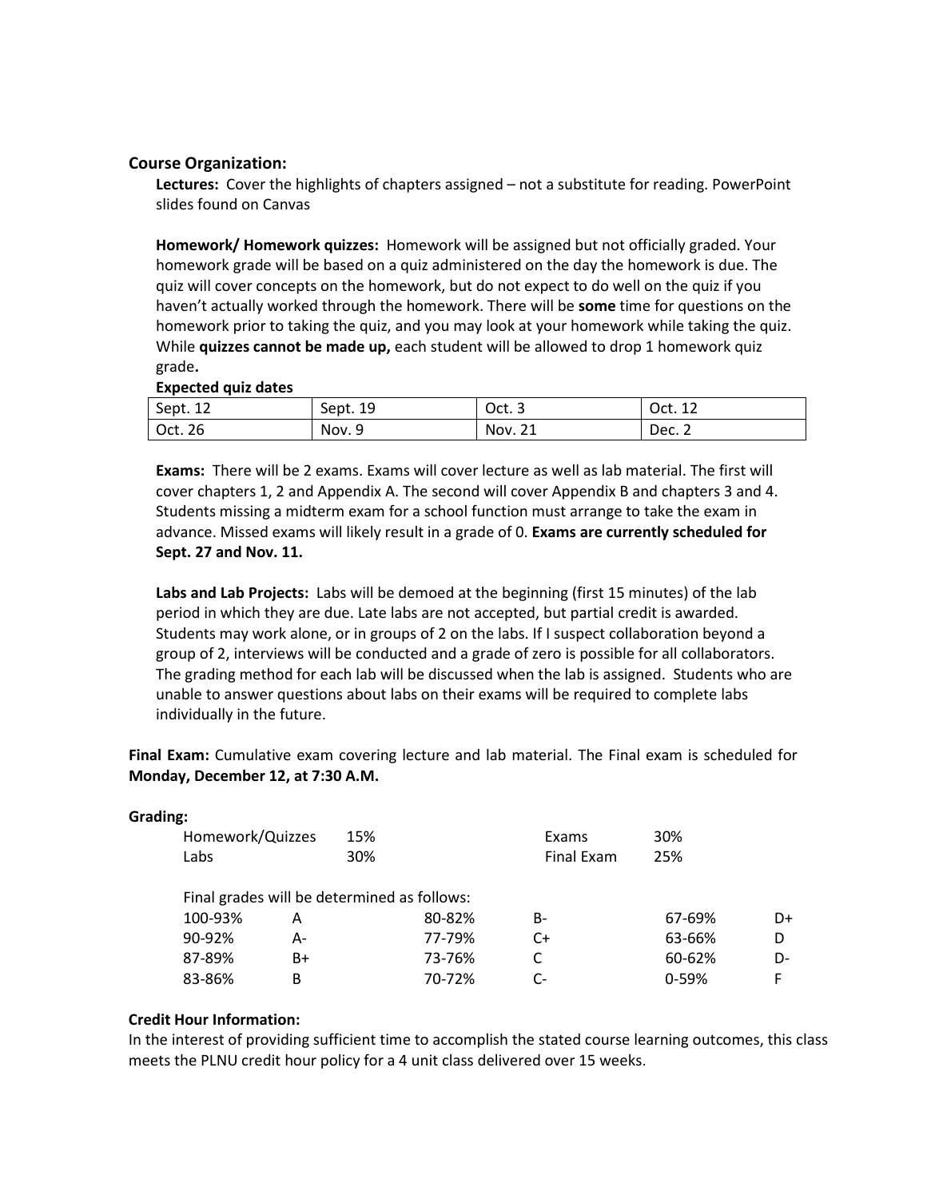### Course Organization:

**Lectures:** Cover the highlights of chapters assigned – not a substitute for reading. PowerPoint slides found on Canvas

**Homework/ Homework quizzes:** Homework will be assigned but not officially graded. Your homework grade will be based on a quiz administered on the day the homework is due. The quiz will cover concepts on the homework, but do not expect to do well on the quiz if you haven't actually worked through the homework. There will be **some** time for questions on the homework prior to taking the quiz, and you may look at your homework while taking the quiz. While **quizzes cannot be made up,** each student will be allowed to drop 1 homework quiz grade**.**

**Expected quiz dates**

| Sept. 12 | Sept. 19 | Oct. 3 | Oct. 12 |
|---|---|---|---|
| Oct. 26 | Nov. 9 | Nov. 21 | Dec. 2 |

**Exams:** There will be 2 exams. Exams will cover lecture as well as lab material. The first will cover chapters 1, 2 and Appendix A. The second will cover Appendix B and chapters 3 and 4. Students missing a midterm exam for a school function must arrange to take the exam in advance. Missed exams will likely result in a grade of 0. **Exams are currently scheduled for Sept. 27 and Nov. 11.**

**Labs and Lab Projects:** Labs will be demoed at the beginning (first 15 minutes) of the lab period in which they are due. Late labs are not accepted, but partial credit is awarded. Students may work alone, or in groups of 2 on the labs. If I suspect collaboration beyond a group of 2, interviews will be conducted and a grade of zero is possible for all collaborators. The grading method for each lab will be discussed when the lab is assigned. Students who are unable to answer questions about labs on their exams will be required to complete labs individually in the future.

**Final Exam:** Cumulative exam covering lecture and lab material. The Final exam is scheduled for **Monday, December 12, at 7:30 A.M.**

**Grading:**

| Homework/Quizzes | 15% | Exams | 30% |
|---|---|---|---|
| Labs | 30% | Final Exam | 25% |

Final grades will be determined as follows:

| | | | | | |
|---|---|---|---|---|---|
| 100-93% | A | 80-82% | B- | 67-69% | D+ |
| 90-92% | A- | 77-79% | C+ | 63-66% | D |
| 87-89% | B+ | 73-76% | C | 60-62% | D- |
| 83-86% | B | 70-72% | C- | 0-59% | F |

**Credit Hour Information:**

In the interest of providing sufficient time to accomplish the stated course learning outcomes, this class meets the PLNU credit hour policy for a 4 unit class delivered over 15 weeks.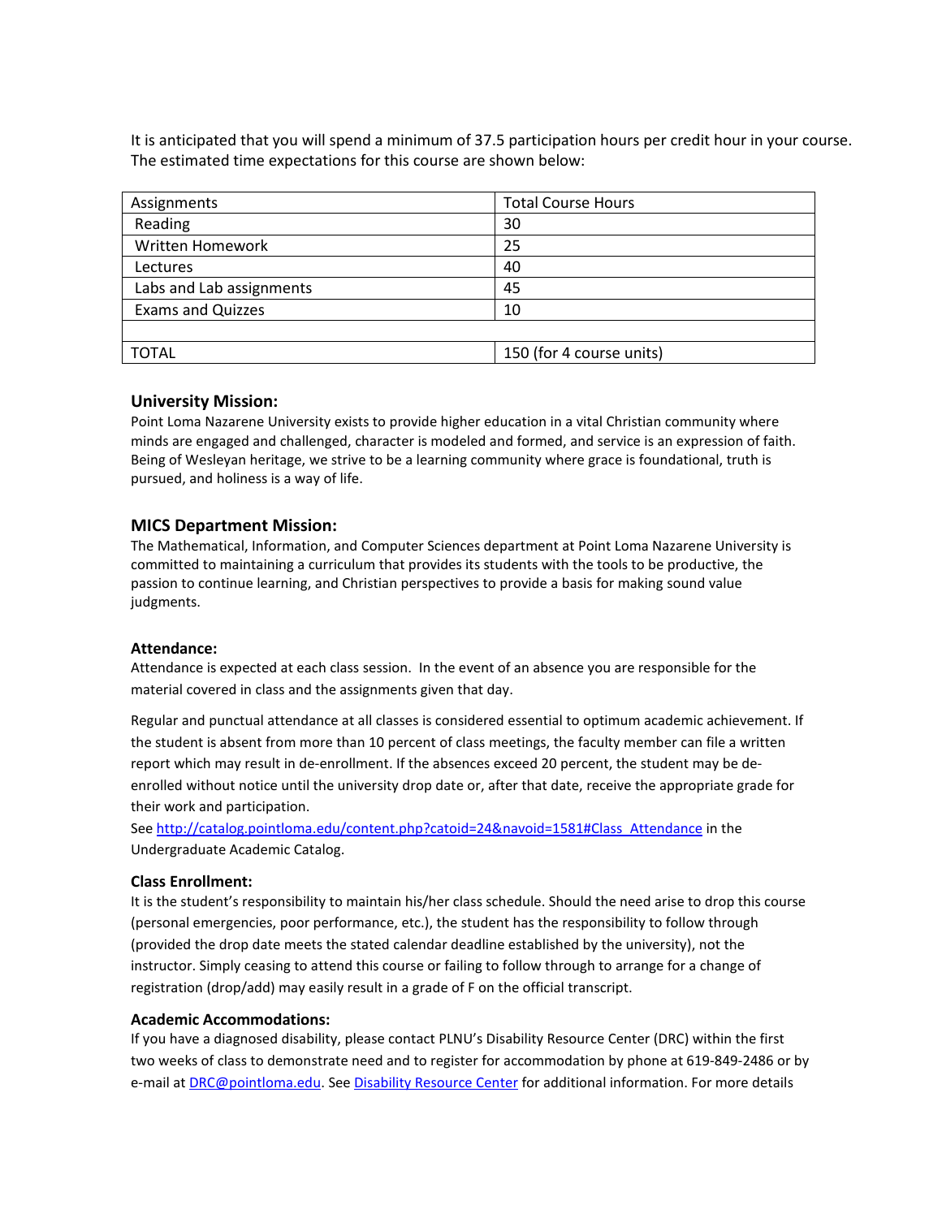It is anticipated that you will spend a minimum of 37.5 participation hours per credit hour in your course. The estimated time expectations for this course are shown below:

| Assignments | Total Course Hours |
| --- | --- |
| Reading | 30 |
| Written Homework | 25 |
| Lectures | 40 |
| Labs and Lab assignments | 45 |
| Exams and Quizzes | 10 |
| | |
| TOTAL | 150 (for 4 course units) |

### University Mission:

Point Loma Nazarene University exists to provide higher education in a vital Christian community where minds are engaged and challenged, character is modeled and formed, and service is an expression of faith. Being of Wesleyan heritage, we strive to be a learning community where grace is foundational, truth is pursued, and holiness is a way of life.

### MICS Department Mission:

The Mathematical, Information, and Computer Sciences department at Point Loma Nazarene University is committed to maintaining a curriculum that provides its students with the tools to be productive, the passion to continue learning, and Christian perspectives to provide a basis for making sound value judgments.

**Attendance:**

Attendance is expected at each class session. In the event of an absence you are responsible for the material covered in class and the assignments given that day.

Regular and punctual attendance at all classes is considered essential to optimum academic achievement. If the student is absent from more than 10 percent of class meetings, the faculty member can file a written report which may result in de-enrollment. If the absences exceed 20 percent, the student may be de-enrolled without notice until the university drop date or, after that date, receive the appropriate grade for their work and participation.

See [http://catalog.pointloma.edu/content.php?catoid=24&navoid=1581#Class_Attendance](http://catalog.pointloma.edu/content.php?catoid=24&navoid=1581#Class_Attendance) in the Undergraduate Academic Catalog.

**Class Enrollment:**

It is the student's responsibility to maintain his/her class schedule. Should the need arise to drop this course (personal emergencies, poor performance, etc.), the student has the responsibility to follow through (provided the drop date meets the stated calendar deadline established by the university), not the instructor. Simply ceasing to attend this course or failing to follow through to arrange for a change of registration (drop/add) may easily result in a grade of F on the official transcript.

**Academic Accommodations:**

If you have a diagnosed disability, please contact PLNU's Disability Resource Center (DRC) within the first two weeks of class to demonstrate need and to register for accommodation by phone at 619-849-2486 or by e-mail at [DRC@pointloma.edu](mailto:DRC@pointloma.edu). See Disability Resource Center for additional information. For more details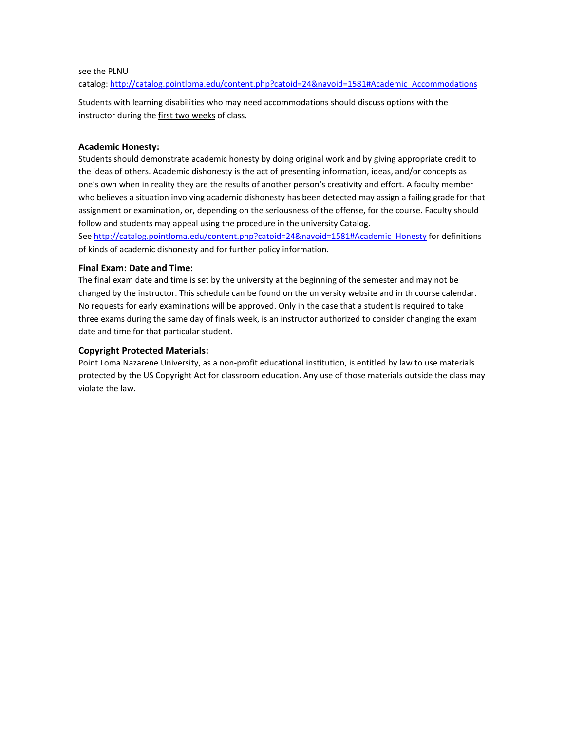see the PLNU catalog: http://catalog.pointloma.edu/content.php?catoid=24&navoid=1581#Academic_Accommodations

Students with learning disabilities who may need accommodations should discuss options with the instructor during the first two weeks of class.

### Academic Honesty:

Students should demonstrate academic honesty by doing original work and by giving appropriate credit to the ideas of others. Academic dishonesty is the act of presenting information, ideas, and/or concepts as one's own when in reality they are the results of another person's creativity and effort. A faculty member who believes a situation involving academic dishonesty has been detected may assign a failing grade for that assignment or examination, or, depending on the seriousness of the offense, for the course. Faculty should follow and students may appeal using the procedure in the university Catalog. See http://catalog.pointloma.edu/content.php?catoid=24&navoid=1581#Academic_Honesty for definitions of kinds of academic dishonesty and for further policy information.

### Final Exam: Date and Time:

The final exam date and time is set by the university at the beginning of the semester and may not be changed by the instructor. This schedule can be found on the university website and in th course calendar. No requests for early examinations will be approved. Only in the case that a student is required to take three exams during the same day of finals week, is an instructor authorized to consider changing the exam date and time for that particular student.

### Copyright Protected Materials:

Point Loma Nazarene University, as a non-profit educational institution, is entitled by law to use materials protected by the US Copyright Act for classroom education. Any use of those materials outside the class may violate the law.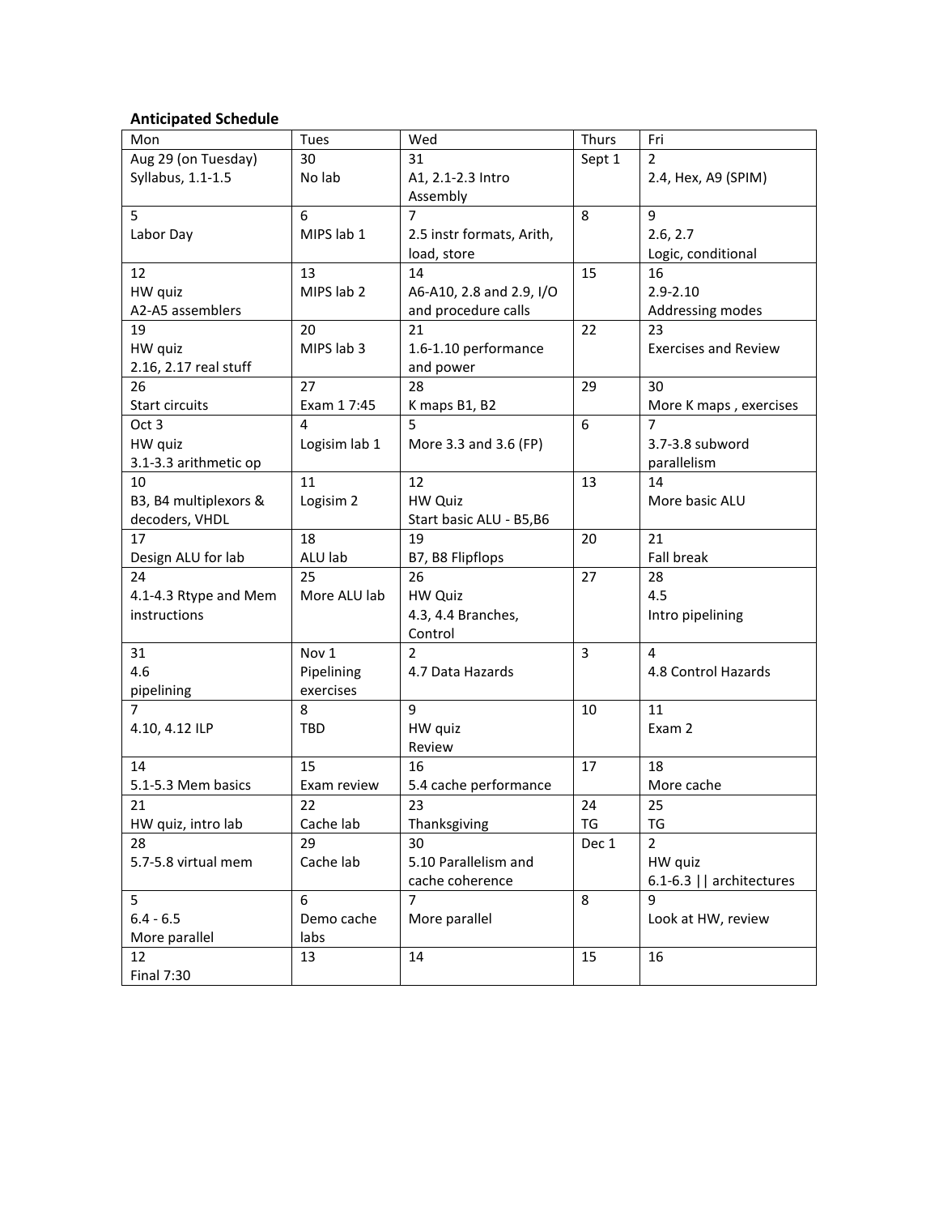**Anticipated Schedule**

| Mon | Tues | Wed | Thurs | Fri |
|---|---|---|---|---|
| Aug 29 (on Tuesday)<br>Syllabus, 1.1-1.5 | 30<br>No lab | 31<br>A1, 2.1-2.3 Intro Assembly | Sept 1 | 2<br>2.4, Hex, A9 (SPIM) |
| 5<br>Labor Day | 6<br>MIPS lab 1 | 7<br>2.5 instr formats, Arith, load, store | 8 | 9<br>2.6, 2.7<br>Logic, conditional |
| 12<br>HW quiz<br>A2-A5 assemblers | 13<br>MIPS lab 2 | 14<br>A6-A10, 2.8 and 2.9, I/O and procedure calls | 15 | 16<br>2.9-2.10<br>Addressing modes |
| 19<br>HW quiz<br>2.16, 2.17 real stuff | 20<br>MIPS lab 3 | 21<br>1.6-1.10 performance and power | 22 | 23<br>Exercises and Review |
| 26<br>Start circuits | 27<br>Exam 1 7:45 | 28<br>K maps B1, B2 | 29 | 30<br>More K maps , exercises |
| Oct 3<br>HW quiz<br>3.1-3.3 arithmetic op | 4<br>Logisim lab 1 | 5<br>More 3.3 and 3.6 (FP) | 6 | 7<br>3.7-3.8 subword parallelism |
| 10<br>B3, B4 multiplexors & decoders, VHDL | 11<br>Logisim 2 | 12<br>HW Quiz<br>Start basic ALU - B5,B6 | 13 | 14<br>More basic ALU |
| 17<br>Design ALU for lab | 18<br>ALU lab | 19<br>B7, B8 Flipflops | 20 | 21<br>Fall break |
| 24<br>4.1-4.3 Rtype and Mem instructions | 25<br>More ALU lab | 26<br>HW Quiz<br>4.3, 4.4 Branches, Control | 27 | 28<br>4.5<br>Intro pipelining |
| 31<br>4.6<br>pipelining | Nov 1<br>Pipelining exercises | 2<br>4.7 Data Hazards | 3 | 4<br>4.8 Control Hazards |
| 7<br>4.10, 4.12 ILP | 8<br>TBD | 9<br>HW quiz<br>Review | 10 | 11<br>Exam 2 |
| 14<br>5.1-5.3 Mem basics | 15<br>Exam review | 16<br>5.4 cache performance | 17 | 18<br>More cache |
| 21<br>HW quiz, intro lab | 22<br>Cache lab | 23<br>Thanksgiving | 24<br>TG | 25<br>TG |
| 28<br>5.7-5.8 virtual mem | 29<br>Cache lab | 30<br>5.10 Parallelism and cache coherence | Dec 1 | 2<br>HW quiz<br>6.1-6.3 \|\| architectures |
| 5<br>6.4 - 6.5<br>More parallel | 6<br>Demo cache labs | 7<br>More parallel | 8 | 9<br>Look at HW, review |
| 12<br>Final 7:30 | 13 | 14 | 15 | 16 |